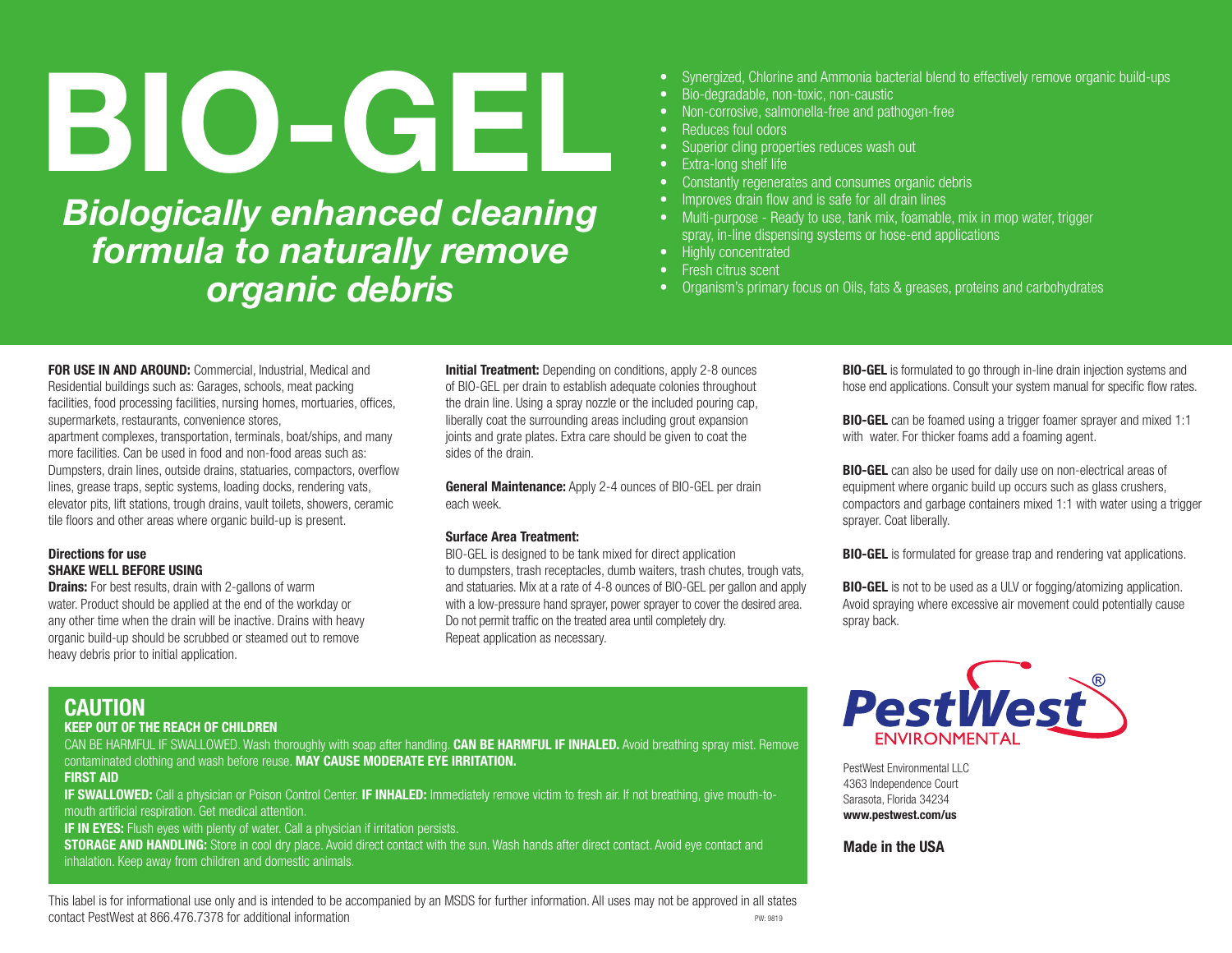# BIO-GEL

***Biologically enhanced cleaning formula to naturally remove organic debris***

- Synergized, Chlorine and Ammonia bacterial blend to effectively remove organic build-ups
- Bio-degradable, non-toxic, non-caustic
- Non-corrosive, salmonella-free and pathogen-free
- Reduces foul odors
- Superior cling properties reduces wash out
- Extra-long shelf life
- Constantly regenerates and consumes organic debris
- Improves drain flow and is safe for all drain lines
- Multi-purpose - Ready to use, tank mix, foamable, mix in mop water, trigger spray, in-line dispensing systems or hose-end applications
- Highly concentrated
- Fresh citrus scent
- Organism's primary focus on Oils, fats & greases, proteins and carbohydrates

**FOR USE IN AND AROUND:** Commercial, Industrial, Medical and Residential buildings such as: Garages, schools, meat packing facilities, food processing facilities, nursing homes, mortuaries, offices, supermarkets, restaurants, convenience stores, apartment complexes, transportation, terminals, boat/ships, and many more facilities. Can be used in food and non-food areas such as: Dumpsters, drain lines, outside drains, statuaries, compactors, overflow lines, grease traps, septic systems, loading docks, rendering vats, elevator pits, lift stations, trough drains, vault toilets, showers, ceramic tile floors and other areas where organic build-up is present.

**Directions for use**
**SHAKE WELL BEFORE USING**

**Drains:** For best results, drain with 2-gallons of warm water. Product should be applied at the end of the workday or any other time when the drain will be inactive. Drains with heavy organic build-up should be scrubbed or steamed out to remove heavy debris prior to initial application.

**Initial Treatment:** Depending on conditions, apply 2-8 ounces of BIO-GEL per drain to establish adequate colonies throughout the drain line. Using a spray nozzle or the included pouring cap, liberally coat the surrounding areas including grout expansion joints and grate plates. Extra care should be given to coat the sides of the drain.

**General Maintenance:** Apply 2-4 ounces of BIO-GEL per drain each week.

**Surface Area Treatment:**
BIO-GEL is designed to be tank mixed for direct application to dumpsters, trash receptacles, dumb waiters, trash chutes, trough vats, and statuaries. Mix at a rate of 4-8 ounces of BIO-GEL per gallon and apply with a low-pressure hand sprayer, power sprayer to cover the desired area. Do not permit traffic on the treated area until completely dry. Repeat application as necessary.

**BIO-GEL** is formulated to go through in-line drain injection systems and hose end applications. Consult your system manual for specific flow rates.

**BIO-GEL** can be foamed using a trigger foamer sprayer and mixed 1:1 with water. For thicker foams add a foaming agent.

**BIO-GEL** can also be used for daily use on non-electrical areas of equipment where organic build up occurs such as glass crushers, compactors and garbage containers mixed 1:1 with water using a trigger sprayer. Coat liberally.

**BIO-GEL** is formulated for grease trap and rendering vat applications.

**BIO-GEL** is not to be used as a ULV or fogging/atomizing application. Avoid spraying where excessive air movement could potentially cause spray back.

## CAUTION

**KEEP OUT OF THE REACH OF CHILDREN**

CAN BE HARMFUL IF SWALLOWED. Wash thoroughly with soap after handling. **CAN BE HARMFUL IF INHALED.** Avoid breathing spray mist. Remove contaminated clothing and wash before reuse. **MAY CAUSE MODERATE EYE IRRITATION.**

**FIRST AID**

**IF SWALLOWED:** Call a physician or Poison Control Center. **IF INHALED:** Immediately remove victim to fresh air. If not breathing, give mouth-to-mouth artificial respiration. Get medical attention.

**IF IN EYES:** Flush eyes with plenty of water. Call a physician if irritation persists.

**STORAGE AND HANDLING:** Store in cool dry place. Avoid direct contact with the sun. Wash hands after direct contact. Avoid eye contact and inhalation. Keep away from children and domestic animals.

PestWest® ENVIRONMENTAL

PestWest Environmental LLC
4363 Independence Court
Sarasota, Florida 34234
**www.pestwest.com/us**

**Made in the USA**

This label is for informational use only and is intended to be accompanied by an MSDS for further information. All uses may not be approved in all states contact PestWest at 866.476.7378 for additional information

PW: 9819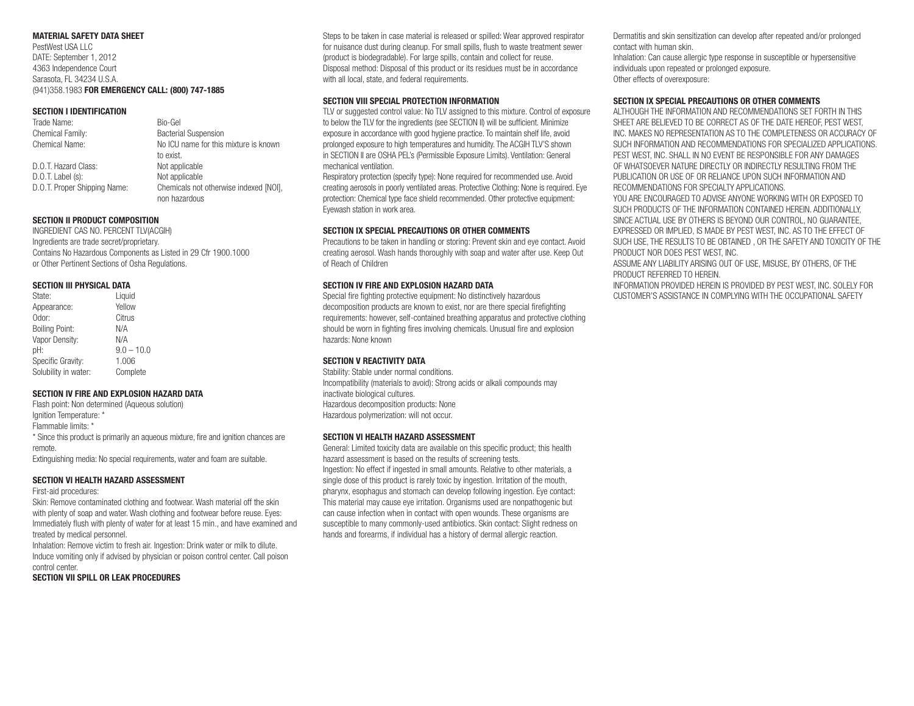**MATERIAL SAFETY DATA SHEET**

PestWest USA LLC
DATE: September 1, 2012
4363 Independence Court
Sarasota, FL 34234 U.S.A.
(941)358.1983 **FOR EMERGENCY CALL: (800) 747-1885**

### SECTION I IDENTIFICATION

| | |
|---|---|
| Trade Name: | Bio-Gel |
| Chemical Family: | Bacterial Suspension |
| Chemical Name: | No ICU name for this mixture is known to exist. |
| D.O.T. Hazard Class: | Not applicable |
| D.O.T. Label (s): | Not applicable |
| D.O.T. Proper Shipping Name: | Chemicals not otherwise indexed [NOI], non hazardous |

### SECTION II PRODUCT COMPOSITION

INGREDIENT CAS NO. PERCENT TLV(ACGIH)
Ingredients are trade secret/proprietary.
Contains No Hazardous Components as Listed in 29 Cfr 1900.1000 or Other Pertinent Sections of Osha Regulations.

### SECTION III PHYSICAL DATA

| | |
|---|---|
| State: | Liquid |
| Appearance: | Yellow |
| Odor: | Citrus |
| Boiling Point: | N/A |
| Vapor Density: | N/A |
| pH: | 9.0 – 10.0 |
| Specific Gravity: | 1.006 |
| Solubility in water: | Complete |

### SECTION IV FIRE AND EXPLOSION HAZARD DATA

Flash point: Non determined (Aqueous solution)
Ignition Temperature: *
Flammable limits: *
* Since this product is primarily an aqueous mixture, fire and ignition chances are remote.
Extinguishing media: No special requirements, water and foam are suitable.

### SECTION VI HEALTH HAZARD ASSESSMENT

First-aid procedures:
Skin: Remove contaminated clothing and footwear. Wash material off the skin with plenty of soap and water. Wash clothing and footwear before reuse. Eyes: Immediately flush with plenty of water for at least 15 min., and have examined and treated by medical personnel.
Inhalation: Remove victim to fresh air. Ingestion: Drink water or milk to dilute. Induce vomiting only if advised by physician or poison control center. Call poison control center.

### SECTION VII SPILL OR LEAK PROCEDURES

Steps to be taken in case material is released or spilled: Wear approved respirator for nuisance dust during cleanup. For small spills, flush to waste treatment sewer (product is biodegradable). For large spills, contain and collect for reuse.
Disposal method: Disposal of this product or its residues must be in accordance with all local, state, and federal requirements.

### SECTION VIII SPECIAL PROTECTION INFORMATION

TLV or suggested control value: No TLV assigned to this mixture. Control of exposure to below the TLV for the ingredients (see SECTION II) will be sufficient. Minimize exposure in accordance with good hygiene practice. To maintain shelf life, avoid prolonged exposure to high temperatures and humidity. The ACGIH TLV'S shown in SECTION II are OSHA PEL's (Permissible Exposure Limits). Ventilation: General mechanical ventilation.
Respiratory protection (specify type): None required for recommended use. Avoid creating aerosols in poorly ventilated areas. Protective Clothing: None is required. Eye protection: Chemical type face shield recommended. Other protective equipment: Eyewash station in work area.

### SECTION IX SPECIAL PRECAUTIONS OR OTHER COMMENTS

Precautions to be taken in handling or storing: Prevent skin and eye contact. Avoid creating aerosol. Wash hands thoroughly with soap and water after use. Keep Out of Reach of Children

### SECTION IV FIRE AND EXPLOSION HAZARD DATA

Special fire fighting protective equipment: No distinctively hazardous decomposition products are known to exist, nor are there special firefighting requirements: however, self-contained breathing apparatus and protective clothing should be worn in fighting fires involving chemicals. Unusual fire and explosion hazards: None known

### SECTION V REACTIVITY DATA

Stability: Stable under normal conditions.
Incompatibility (materials to avoid): Strong acids or alkali compounds may inactivate biological cultures.
Hazardous decomposition products: None
Hazardous polymerization: will not occur.

### SECTION VI HEALTH HAZARD ASSESSMENT

General: Limited toxicity data are available on this specific product; this health hazard assessment is based on the results of screening tests.
Ingestion: No effect if ingested in small amounts. Relative to other materials, a single dose of this product is rarely toxic by ingestion. Irritation of the mouth, pharynx, esophagus and stomach can develop following ingestion. Eye contact: This material may cause eye irritation. Organisms used are nonpathogenic but can cause infection when in contact with open wounds. These organisms are susceptible to many commonly-used antibiotics. Skin contact: Slight redness on hands and forearms, if individual has a history of dermal allergic reaction.
Dermatitis and skin sensitization can develop after repeated and/or prolonged contact with human skin.
Inhalation: Can cause allergic type response in susceptible or hypersensitive individuals upon repeated or prolonged exposure.
Other effects of overexposure:

### SECTION IX SPECIAL PRECAUTIONS OR OTHER COMMENTS

ALTHOUGH THE INFORMATION AND RECOMMENDATIONS SET FORTH IN THIS SHEET ARE BELIEVED TO BE CORRECT AS OF THE DATE HEREOF, PEST WEST, INC. MAKES NO REPRESENTATION AS TO THE COMPLETENESS OR ACCURACY OF SUCH INFORMATION AND RECOMMENDATIONS FOR SPECIALIZED APPLICATIONS. PEST WEST, INC. SHALL IN NO EVENT BE RESPONSIBLE FOR ANY DAMAGES OF WHATSOEVER NATURE DIRECTLY OR INDIRECTLY RESULTING FROM THE PUBLICATION OR USE OF OR RELIANCE UPON SUCH INFORMATION AND RECOMMENDATIONS FOR SPECIALTY APPLICATIONS.
YOU ARE ENCOURAGED TO ADVISE ANYONE WORKING WITH OR EXPOSED TO SUCH PRODUCTS OF THE INFORMATION CONTAINED HEREIN. ADDITIONALLY, SINCE ACTUAL USE BY OTHERS IS BEYOND OUR CONTROL, NO GUARANTEE, EXPRESSED OR IMPLIED, IS MADE BY PEST WEST, INC. AS TO THE EFFECT OF SUCH USE, THE RESULTS TO BE OBTAINED , OR THE SAFETY AND TOXICITY OF THE PRODUCT NOR DOES PEST WEST, INC.
ASSUME ANY LIABILITY ARISING OUT OF USE, MISUSE, BY OTHERS, OF THE PRODUCT REFERRED TO HEREIN.
INFORMATION PROVIDED HEREIN IS PROVIDED BY PEST WEST, INC. SOLELY FOR CUSTOMER'S ASSISTANCE IN COMPLYING WITH THE OCCUPATIONAL SAFETY